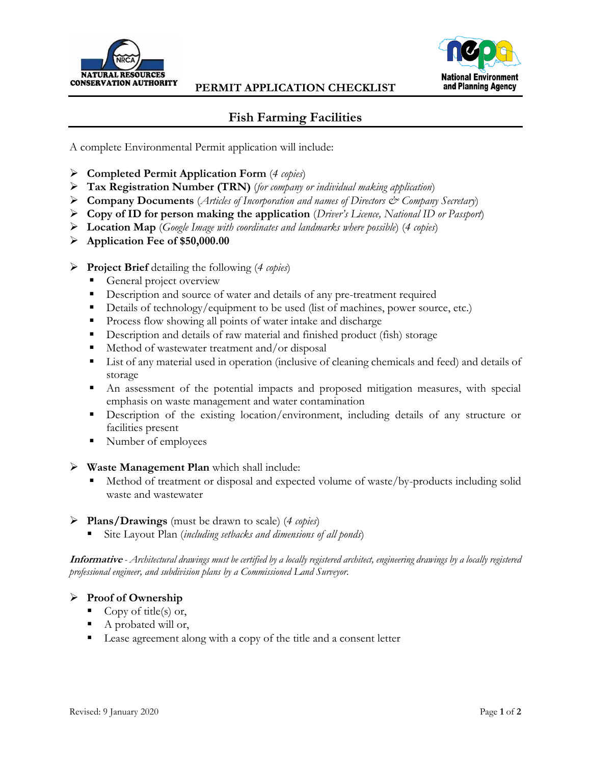NATURAL RESOURCES CONSERVATION AUTHORITY

**PERMIT APPLICATION CHECKLIST**

National Environment and Planning Agency

# Fish Farming Facilities

A complete Environmental Permit application will include:

- **Completed Permit Application Form** (*4 copies*)
- **Tax Registration Number (TRN)** (*for company or individual making application*)
- **Company Documents** (*Articles of Incorporation and names of Directors & Company Secretary*)
- **Copy of ID for person making the application** (*Driver's Licence, National ID or Passport*)
- **Location Map** (*Google Image with coordinates and landmarks where possible*) (*4 copies*)
- **Application Fee of $50,000.00**

- **Project Brief** detailing the following (*4 copies*)
  - General project overview
  - Description and source of water and details of any pre-treatment required
  - Details of technology/equipment to be used (list of machines, power source, etc.)
  - Process flow showing all points of water intake and discharge
  - Description and details of raw material and finished product (fish) storage
  - Method of wastewater treatment and/or disposal
  - List of any material used in operation (inclusive of cleaning chemicals and feed) and details of storage
  - An assessment of the potential impacts and proposed mitigation measures, with special emphasis on waste management and water contamination
  - Description of the existing location/environment, including details of any structure or facilities present
  - Number of employees

- **Waste Management Plan** which shall include:
  - Method of treatment or disposal and expected volume of waste/by-products including solid waste and wastewater

- **Plans/Drawings** (must be drawn to scale) (*4 copies*)
  - Site Layout Plan (*including setbacks and dimensions of all ponds*)

***Informative*** - *Architectural drawings must be certified by a locally registered architect, engineering drawings by a locally registered professional engineer, and subdivision plans by a Commissioned Land Surveyor.*

- **Proof of Ownership**
  - Copy of title(s) or,
  - A probated will or,
  - Lease agreement along with a copy of the title and a consent letter

Revised: 9 January 2020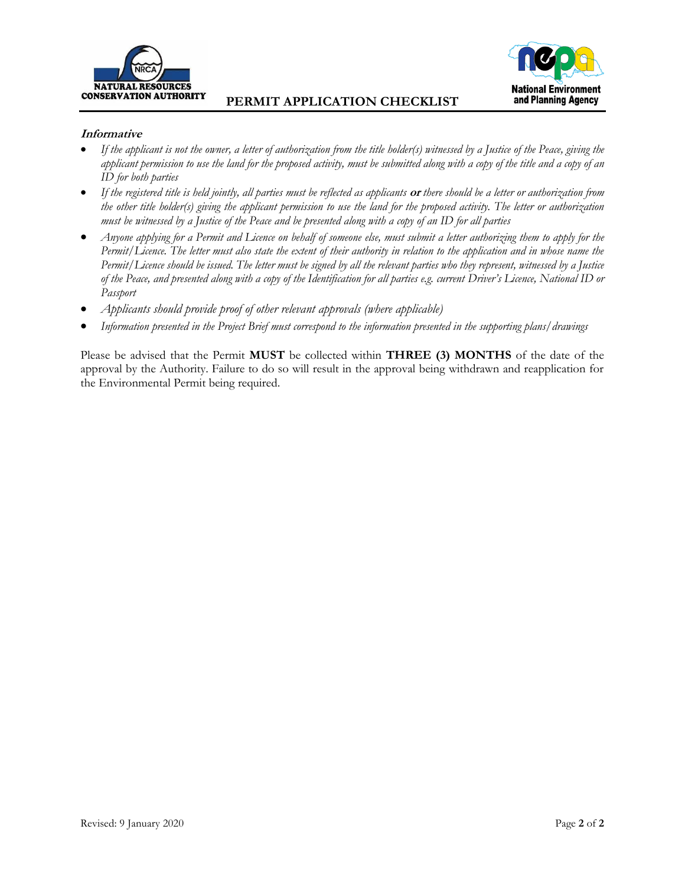**Informative**

- *If the applicant is not the owner, a letter of authorization from the title holder(s) witnessed by a Justice of the Peace, giving the applicant permission to use the land for the proposed activity, must be submitted along with a copy of the title and a copy of an ID for both parties*
- *If the registered title is held jointly, all parties must be reflected as applicants* ***or*** *there should be a letter or authorization from the other title holder(s) giving the applicant permission to use the land for the proposed activity. The letter or authorization must be witnessed by a Justice of the Peace and be presented along with a copy of an ID for all parties*
- *Anyone applying for a Permit and Licence on behalf of someone else, must submit a letter authorizing them to apply for the Permit/Licence. The letter must also state the extent of their authority in relation to the application and in whose name the Permit/Licence should be issued. The letter must be signed by all the relevant parties who they represent, witnessed by a Justice of the Peace, and presented along with a copy of the Identification for all parties e.g. current Driver's Licence, National ID or Passport*
- *Applicants should provide proof of other relevant approvals (where applicable)*
- *Information presented in the Project Brief must correspond to the information presented in the supporting plans/drawings*

Please be advised that the Permit **MUST** be collected within **THREE (3) MONTHS** of the date of the approval by the Authority. Failure to do so will result in the approval being withdrawn and reapplication for the Environmental Permit being required.

Revised: 9 January 2020